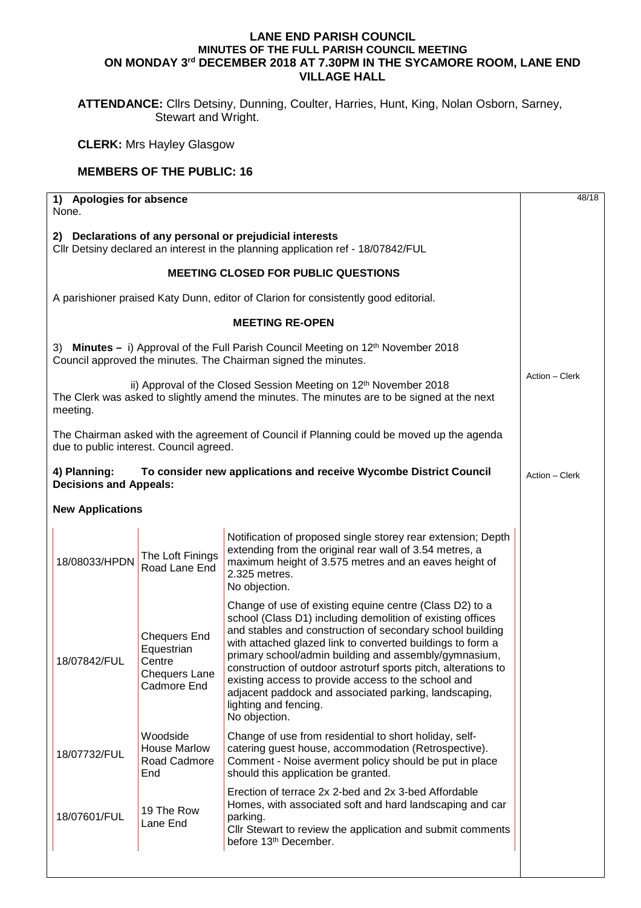# LANE END PARISH COUNCIL
## MINUTES OF THE FULL PARISH COUNCIL MEETING
## ON MONDAY 3rd DECEMBER 2018 AT 7.30PM IN THE SYCAMORE ROOM, LANE END VILLAGE HALL

**ATTENDANCE:** Cllrs Detsiny, Dunning, Coulter, Harries, Hunt, King, Nolan Osborn, Sarney, Stewart and Wright.

**CLERK:** Mrs Hayley Glasgow

**MEMBERS OF THE PUBLIC: 16**

48/18

**1) Apologies for absence**
None.

**2) Declarations of any personal or prejudicial interests**
Cllr Detsiny declared an interest in the planning application ref - 18/07842/FUL

**MEETING CLOSED FOR PUBLIC QUESTIONS**

A parishioner praised Katy Dunn, editor of Clarion for consistently good editorial.

**MEETING RE-OPEN**

3) **Minutes –** i) Approval of the Full Parish Council Meeting on 12th November 2018
Council approved the minutes. The Chairman signed the minutes.

ii) Approval of the Closed Session Meeting on 12th November 2018
The Clerk was asked to slightly amend the minutes. The minutes are to be signed at the next meeting.

Action – Clerk

The Chairman asked with the agreement of Council if Planning could be moved up the agenda due to public interest. Council agreed.

**4) Planning: To consider new applications and receive Wycombe District Council Decisions and Appeals:**

Action – Clerk

**New Applications**

| | | |
|---|---|---|
| 18/08033/HPDN | The Loft Finings Road Lane End | Notification of proposed single storey rear extension; Depth extending from the original rear wall of 3.54 metres, a maximum height of 3.575 metres and an eaves height of 2.325 metres.<br>No objection. |
| 18/07842/FUL | Chequers End Equestrian Centre Chequers Lane Cadmore End | Change of use of existing equine centre (Class D2) to a school (Class D1) including demolition of existing offices and stables and construction of secondary school building with attached glazed link to converted buildings to form a primary school/admin building and assembly/gymnasium, construction of outdoor astroturf sports pitch, alterations to existing access to provide access to the school and adjacent paddock and associated parking, landscaping, lighting and fencing.<br>No objection. |
| 18/07732/FUL | Woodside House Marlow Road Cadmore End | Change of use from residential to short holiday, self-catering guest house, accommodation (Retrospective).<br>Comment - Noise averment policy should be put in place should this application be granted. |
| 18/07601/FUL | 19 The Row Lane End | Erection of terrace 2x 2-bed and 2x 3-bed Affordable Homes, with associated soft and hard landscaping and car parking.<br>Cllr Stewart to review the application and submit comments before 13th December. |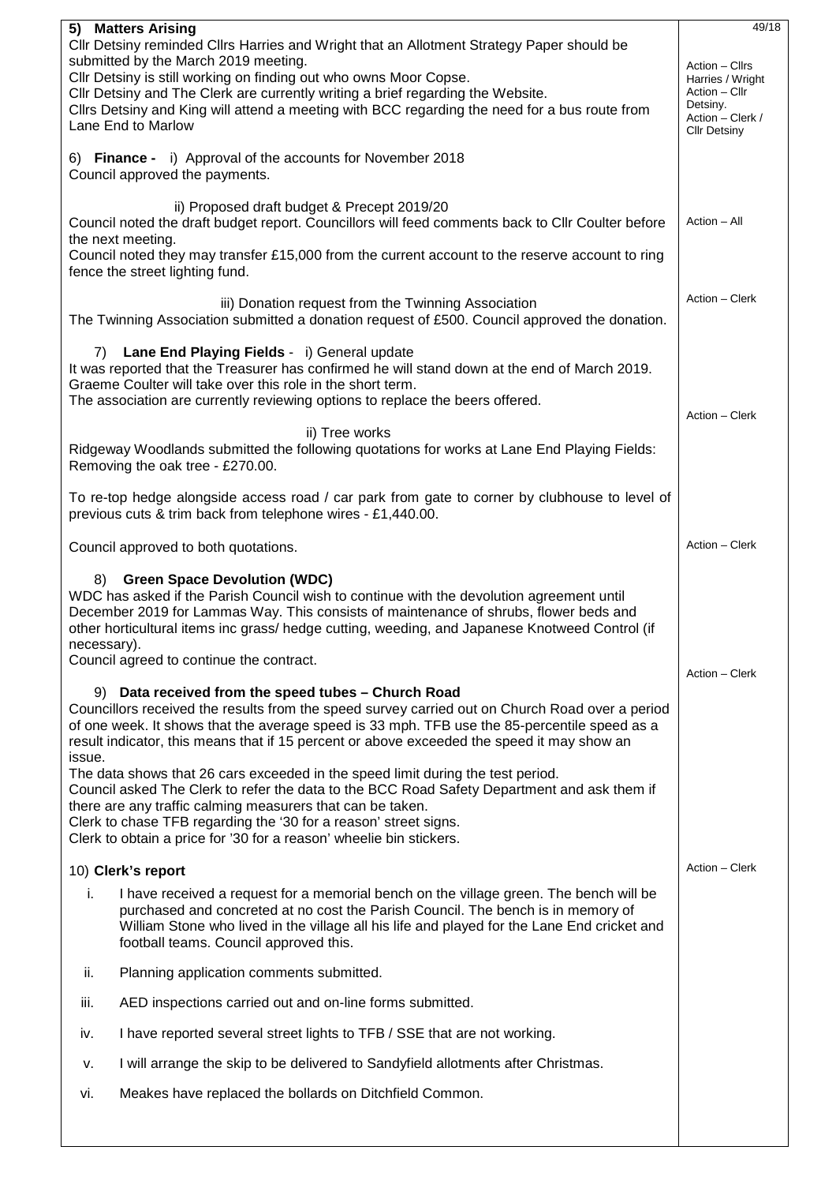| | 49/18 |
|---|---|
| **5) Matters Arising**<br>Cllr Detsiny reminded Cllrs Harries and Wright that an Allotment Strategy Paper should be submitted by the March 2019 meeting.<br>Cllr Detsiny is still working on finding out who owns Moor Copse.<br>Cllr Detsiny and The Clerk are currently writing a brief regarding the Website.<br>Cllrs Detsiny and King will attend a meeting with BCC regarding the need for a bus route from Lane End to Marlow | Action – Cllrs Harries / Wright<br>Action – Cllr Detsiny.<br>Action – Clerk / Cllr Detsiny |
| 6) **Finance -** i) Approval of the accounts for November 2018<br>Council approved the payments. | |
| ii) Proposed draft budget & Precept 2019/20<br>Council noted the draft budget report. Councillors will feed comments back to Cllr Coulter before the next meeting.<br>Council noted they may transfer £15,000 from the current account to the reserve account to ring fence the street lighting fund. | Action – All |
| iii) Donation request from the Twinning Association<br>The Twinning Association submitted a donation request of £500. Council approved the donation. | Action – Clerk |
| 7) **Lane End Playing Fields** - i) General update<br>It was reported that the Treasurer has confirmed he will stand down at the end of March 2019. Graeme Coulter will take over this role in the short term.<br>The association are currently reviewing options to replace the beers offered. | Action – Clerk |
| ii) Tree works<br>Ridgeway Woodlands submitted the following quotations for works at Lane End Playing Fields:<br>Removing the oak tree - £270.00.<br><br>To re-top hedge alongside access road / car park from gate to corner by clubhouse to level of previous cuts & trim back from telephone wires - £1,440.00.<br><br>Council approved to both quotations. | Action – Clerk |
| 8) **Green Space Devolution (WDC)**<br>WDC has asked if the Parish Council wish to continue with the devolution agreement until December 2019 for Lammas Way. This consists of maintenance of shrubs, flower beds and other horticultural items inc grass/ hedge cutting, weeding, and Japanese Knotweed Control (if necessary).<br>Council agreed to continue the contract. | Action – Clerk |
| 9) **Data received from the speed tubes – Church Road**<br>Councillors received the results from the speed survey carried out on Church Road over a period of one week. It shows that the average speed is 33 mph. TFB use the 85-percentile speed as a result indicator, this means that if 15 percent or above exceeded the speed it may show an issue.<br>The data shows that 26 cars exceeded in the speed limit during the test period.<br>Council asked The Clerk to refer the data to the BCC Road Safety Department and ask them if there are any traffic calming measurers that can be taken.<br>Clerk to chase TFB regarding the '30 for a reason' street signs.<br>Clerk to obtain a price for '30 for a reason' wheelie bin stickers. | Action – Clerk |
| 10) **Clerk's report**<br>i. I have received a request for a memorial bench on the village green. The bench will be purchased and concreted at no cost the Parish Council. The bench is in memory of William Stone who lived in the village all his life and played for the Lane End cricket and football teams. Council approved this.<br>ii. Planning application comments submitted.<br>iii. AED inspections carried out and on-line forms submitted.<br>iv. I have reported several street lights to TFB / SSE that are not working.<br>v. I will arrange the skip to be delivered to Sandyfield allotments after Christmas.<br>vi. Meakes have replaced the bollards on Ditchfield Common. | |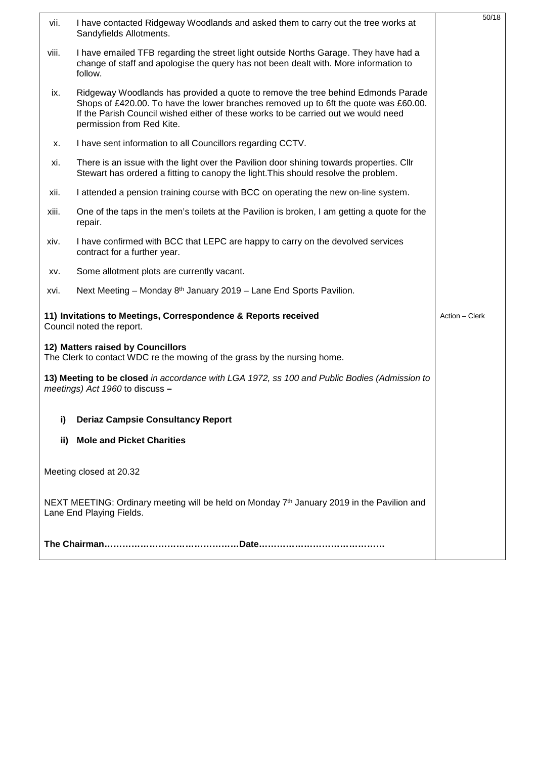vii. I have contacted Ridgeway Woodlands and asked them to carry out the tree works at Sandyfields Allotments.

viii. I have emailed TFB regarding the street light outside Norths Garage. They have had a change of staff and apologise the query has not been dealt with. More information to follow.

ix. Ridgeway Woodlands has provided a quote to remove the tree behind Edmonds Parade Shops of £420.00. To have the lower branches removed up to 6ft the quote was £60.00. If the Parish Council wished either of these works to be carried out we would need permission from Red Kite.

x. I have sent information to all Councillors regarding CCTV.

xi. There is an issue with the light over the Pavilion door shining towards properties. Cllr Stewart has ordered a fitting to canopy the light.This should resolve the problem.

xii. I attended a pension training course with BCC on operating the new on-line system.

xiii. One of the taps in the men's toilets at the Pavilion is broken, I am getting a quote for the repair.

xiv. I have confirmed with BCC that LEPC are happy to carry on the devolved services contract for a further year.

xv. Some allotment plots are currently vacant.

xvi. Next Meeting – Monday 8th January 2019 – Lane End Sports Pavilion.

**11) Invitations to Meetings, Correspondence & Reports received**
Council noted the report.

Action – Clerk

**12) Matters raised by Councillors**
The Clerk to contact WDC re the mowing of the grass by the nursing home.

**13) Meeting to be closed** *in accordance with LGA 1972, ss 100 and Public Bodies (Admission to meetings) Act 1960* to discuss **–**

**i) Deriaz Campsie Consultancy Report**

**ii) Mole and Picket Charities**

Meeting closed at 20.32

NEXT MEETING: Ordinary meeting will be held on Monday 7th January 2019 in the Pavilion and Lane End Playing Fields.

**The Chairman……………………………………Date………………………………….**